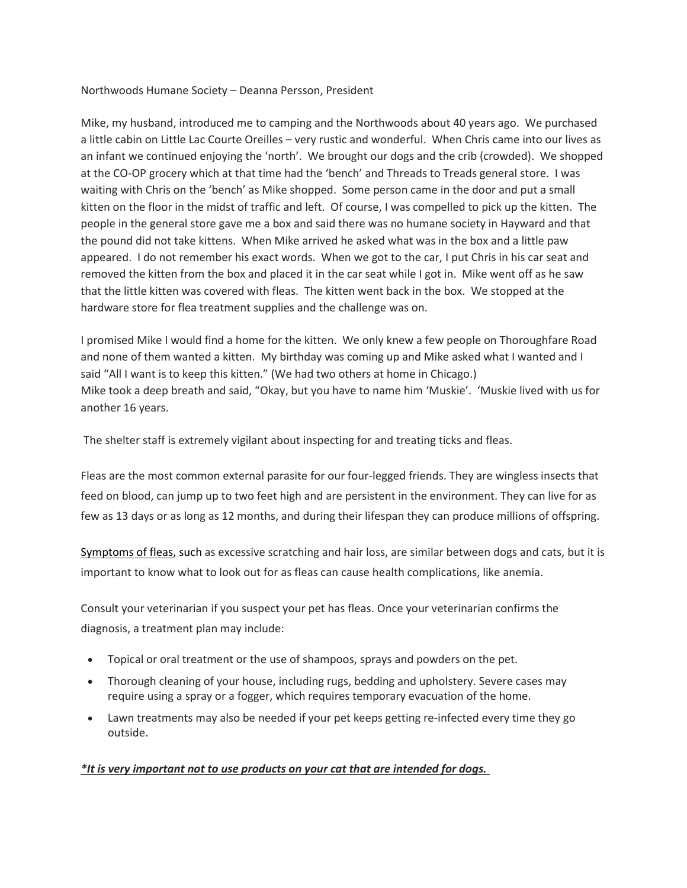Northwoods Humane Society – Deanna Persson, President

Mike, my husband, introduced me to camping and the Northwoods about 40 years ago. We purchased a little cabin on Little Lac Courte Oreilles – very rustic and wonderful. When Chris came into our lives as an infant we continued enjoying the 'north'. We brought our dogs and the crib (crowded). We shopped at the CO-OP grocery which at that time had the 'bench' and Threads to Treads general store. I was waiting with Chris on the 'bench' as Mike shopped. Some person came in the door and put a small kitten on the floor in the midst of traffic and left. Of course, I was compelled to pick up the kitten. The people in the general store gave me a box and said there was no humane society in Hayward and that the pound did not take kittens. When Mike arrived he asked what was in the box and a little paw appeared. I do not remember his exact words. When we got to the car, I put Chris in his car seat and removed the kitten from the box and placed it in the car seat while I got in. Mike went off as he saw that the little kitten was covered with fleas. The kitten went back in the box. We stopped at the hardware store for flea treatment supplies and the challenge was on.

I promised Mike I would find a home for the kitten. We only knew a few people on Thoroughfare Road and none of them wanted a kitten. My birthday was coming up and Mike asked what I wanted and I said "All I want is to keep this kitten." (We had two others at home in Chicago.)
Mike took a deep breath and said, "Okay, but you have to name him 'Muskie'. 'Muskie lived with us for another 16 years.

The shelter staff is extremely vigilant about inspecting for and treating ticks and fleas.

Fleas are the most common external parasite for our four-legged friends. They are wingless insects that feed on blood, can jump up to two feet high and are persistent in the environment. They can live for as few as 13 days or as long as 12 months, and during their lifespan they can produce millions of offspring.

Symptoms of fleas, such as excessive scratching and hair loss, are similar between dogs and cats, but it is important to know what to look out for as fleas can cause health complications, like anemia.

Consult your veterinarian if you suspect your pet has fleas. Once your veterinarian confirms the diagnosis, a treatment plan may include:

- Topical or oral treatment or the use of shampoos, sprays and powders on the pet.
- Thorough cleaning of your house, including rugs, bedding and upholstery. Severe cases may require using a spray or a fogger, which requires temporary evacuation of the home.
- Lawn treatments may also be needed if your pet keeps getting re-infected every time they go outside.

***\*It is very important not to use products on your cat that are intended for dogs.***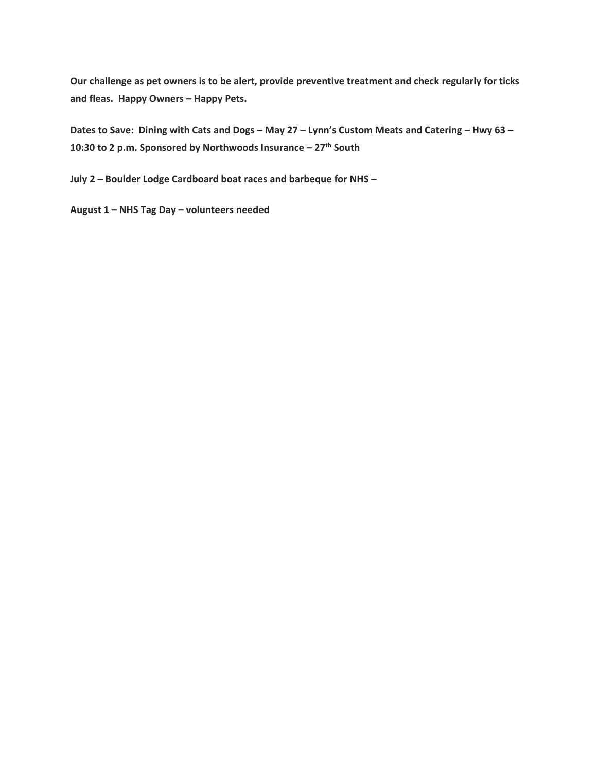**Our challenge as pet owners is to be alert, provide preventive treatment and check regularly for ticks and fleas. Happy Owners – Happy Pets.**

**Dates to Save: Dining with Cats and Dogs – May 27 – Lynn's Custom Meats and Catering – Hwy 63 – 10:30 to 2 p.m. Sponsored by Northwoods Insurance – 27th South**

**July 2 – Boulder Lodge Cardboard boat races and barbeque for NHS –**

**August 1 – NHS Tag Day – volunteers needed**